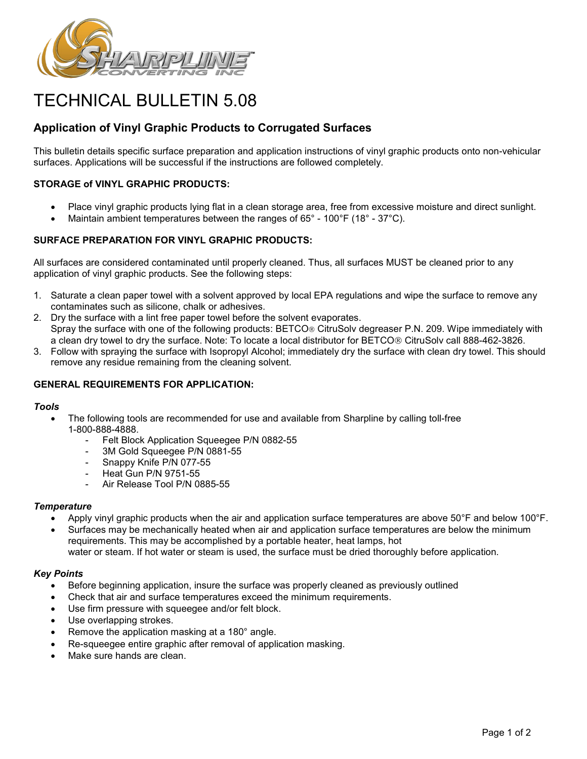# TECHNICAL BULLETIN 5.08

## Application of Vinyl Graphic Products to Corrugated Surfaces

This bulletin details specific surface preparation and application instructions of vinyl graphic products onto non-vehicular surfaces. Applications will be successful if the instructions are followed completely.

**STORAGE of VINYL GRAPHIC PRODUCTS:**

- Place vinyl graphic products lying flat in a clean storage area, free from excessive moisture and direct sunlight.
- Maintain ambient temperatures between the ranges of 65° - 100°F (18° - 37°C).

**SURFACE PREPARATION FOR VINYL GRAPHIC PRODUCTS:**

All surfaces are considered contaminated until properly cleaned. Thus, all surfaces MUST be cleaned prior to any application of vinyl graphic products. See the following steps:

1. Saturate a clean paper towel with a solvent approved by local EPA regulations and wipe the surface to remove any contaminates such as silicone, chalk or adhesives.
2. Dry the surface with a lint free paper towel before the solvent evaporates.
   Spray the surface with one of the following products: BETCO® CitruSolv degreaser P.N. 209. Wipe immediately with a clean dry towel to dry the surface. Note: To locate a local distributor for BETCO® CitruSolv call 888-462-3826.
3. Follow with spraying the surface with Isopropyl Alcohol; immediately dry the surface with clean dry towel. This should remove any residue remaining from the cleaning solvent.

**GENERAL REQUIREMENTS FOR APPLICATION:**

***Tools***

- The following tools are recommended for use and available from Sharpline by calling toll-free 1-800-888-4888.
  - Felt Block Application Squeegee P/N 0882-55
  - 3M Gold Squeegee P/N 0881-55
  - Snappy Knife P/N 077-55
  - Heat Gun P/N 9751-55
  - Air Release Tool P/N 0885-55

***Temperature***

- Apply vinyl graphic products when the air and application surface temperatures are above 50°F and below 100°F.
- Surfaces may be mechanically heated when air and application surface temperatures are below the minimum requirements. This may be accomplished by a portable heater, heat lamps, hot water or steam. If hot water or steam is used, the surface must be dried thoroughly before application.

***Key Points***

- Before beginning application, insure the surface was properly cleaned as previously outlined
- Check that air and surface temperatures exceed the minimum requirements.
- Use firm pressure with squeegee and/or felt block.
- Use overlapping strokes.
- Remove the application masking at a 180° angle.
- Re-squeegee entire graphic after removal of application masking.
- Make sure hands are clean.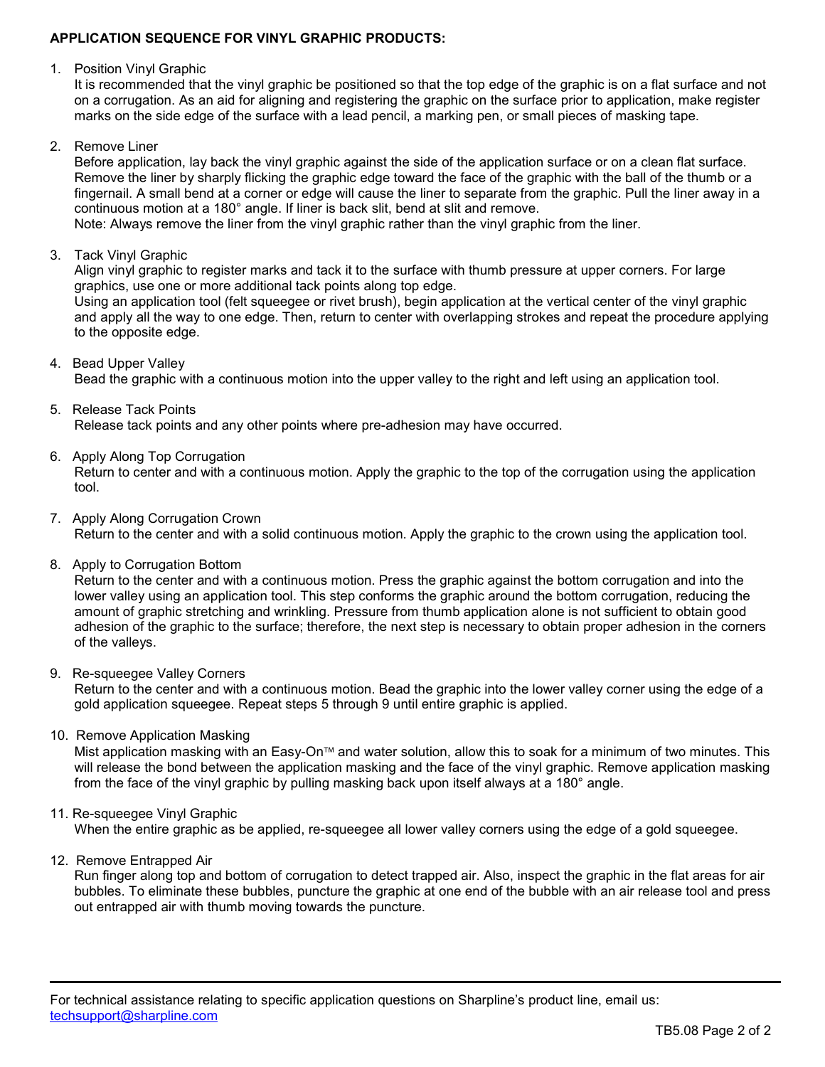**APPLICATION SEQUENCE FOR VINYL GRAPHIC PRODUCTS:**

1. Position Vinyl Graphic
   It is recommended that the vinyl graphic be positioned so that the top edge of the graphic is on a flat surface and not on a corrugation. As an aid for aligning and registering the graphic on the surface prior to application, make register marks on the side edge of the surface with a lead pencil, a marking pen, or small pieces of masking tape.

2. Remove Liner
   Before application, lay back the vinyl graphic against the side of the application surface or on a clean flat surface. Remove the liner by sharply flicking the graphic edge toward the face of the graphic with the ball of the thumb or a fingernail. A small bend at a corner or edge will cause the liner to separate from the graphic. Pull the liner away in a continuous motion at a 180° angle. If liner is back slit, bend at slit and remove.
   Note: Always remove the liner from the vinyl graphic rather than the vinyl graphic from the liner.

3. Tack Vinyl Graphic
   Align vinyl graphic to register marks and tack it to the surface with thumb pressure at upper corners. For large graphics, use one or more additional tack points along top edge.
   Using an application tool (felt squeegee or rivet brush), begin application at the vertical center of the vinyl graphic and apply all the way to one edge. Then, return to center with overlapping strokes and repeat the procedure applying to the opposite edge.

4. Bead Upper Valley
   Bead the graphic with a continuous motion into the upper valley to the right and left using an application tool.

5. Release Tack Points
   Release tack points and any other points where pre-adhesion may have occurred.

6. Apply Along Top Corrugation
   Return to center and with a continuous motion. Apply the graphic to the top of the corrugation using the application tool.

7. Apply Along Corrugation Crown
   Return to the center and with a solid continuous motion. Apply the graphic to the crown using the application tool.

8. Apply to Corrugation Bottom
   Return to the center and with a continuous motion. Press the graphic against the bottom corrugation and into the lower valley using an application tool. This step conforms the graphic around the bottom corrugation, reducing the amount of graphic stretching and wrinkling. Pressure from thumb application alone is not sufficient to obtain good adhesion of the graphic to the surface; therefore, the next step is necessary to obtain proper adhesion in the corners of the valleys.

9. Re-squeegee Valley Corners
   Return to the center and with a continuous motion. Bead the graphic into the lower valley corner using the edge of a gold application squeegee. Repeat steps 5 through 9 until entire graphic is applied.

10. Remove Application Masking
    Mist application masking with an Easy-On™ and water solution, allow this to soak for a minimum of two minutes. This will release the bond between the application masking and the face of the vinyl graphic. Remove application masking from the face of the vinyl graphic by pulling masking back upon itself always at a 180° angle.

11. Re-squeegee Vinyl Graphic
    When the entire graphic as be applied, re-squeegee all lower valley corners using the edge of a gold squeegee.

12. Remove Entrapped Air
    Run finger along top and bottom of corrugation to detect trapped air. Also, inspect the graphic in the flat areas for air bubbles. To eliminate these bubbles, puncture the graphic at one end of the bubble with an air release tool and press out entrapped air with thumb moving towards the puncture.

---

For technical assistance relating to specific application questions on Sharpline's product line, email us: techsupport@sharpline.com